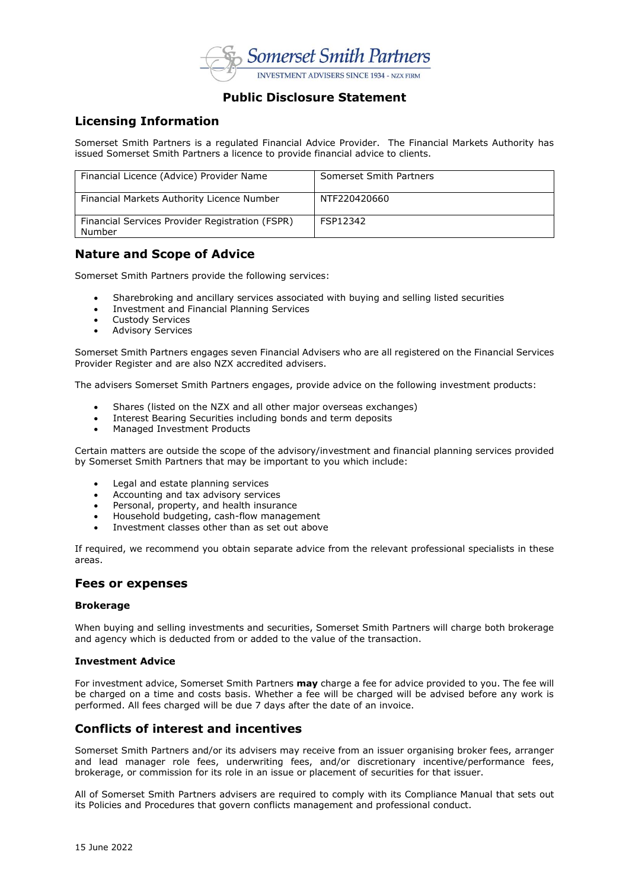Somerset Smith Partners

INVESTMENT ADVISERS SINCE 1934 - NZX FIRM

# Public Disclosure Statement

## Licensing Information

Somerset Smith Partners is a regulated Financial Advice Provider. The Financial Markets Authority has issued Somerset Smith Partners a licence to provide financial advice to clients.

| Financial Licence (Advice) Provider Name | Somerset Smith Partners |
|---|---|
| Financial Markets Authority Licence Number | NTF220420660 |
| Financial Services Provider Registration (FSPR) Number | FSP12342 |

## Nature and Scope of Advice

Somerset Smith Partners provide the following services:

- Sharebroking and ancillary services associated with buying and selling listed securities
- Investment and Financial Planning Services
- Custody Services
- Advisory Services

Somerset Smith Partners engages seven Financial Advisers who are all registered on the Financial Services Provider Register and are also NZX accredited advisers.

The advisers Somerset Smith Partners engages, provide advice on the following investment products:

- Shares (listed on the NZX and all other major overseas exchanges)
- Interest Bearing Securities including bonds and term deposits
- Managed Investment Products

Certain matters are outside the scope of the advisory/investment and financial planning services provided by Somerset Smith Partners that may be important to you which include:

- Legal and estate planning services
- Accounting and tax advisory services
- Personal, property, and health insurance
- Household budgeting, cash-flow management
- Investment classes other than as set out above

If required, we recommend you obtain separate advice from the relevant professional specialists in these areas.

## Fees or expenses

### Brokerage

When buying and selling investments and securities, Somerset Smith Partners will charge both brokerage and agency which is deducted from or added to the value of the transaction.

### Investment Advice

For investment advice, Somerset Smith Partners **may** charge a fee for advice provided to you. The fee will be charged on a time and costs basis. Whether a fee will be charged will be advised before any work is performed. All fees charged will be due 7 days after the date of an invoice.

## Conflicts of interest and incentives

Somerset Smith Partners and/or its advisers may receive from an issuer organising broker fees, arranger and lead manager role fees, underwriting fees, and/or discretionary incentive/performance fees, brokerage, or commission for its role in an issue or placement of securities for that issuer.

All of Somerset Smith Partners advisers are required to comply with its Compliance Manual that sets out its Policies and Procedures that govern conflicts management and professional conduct.

15 June 2022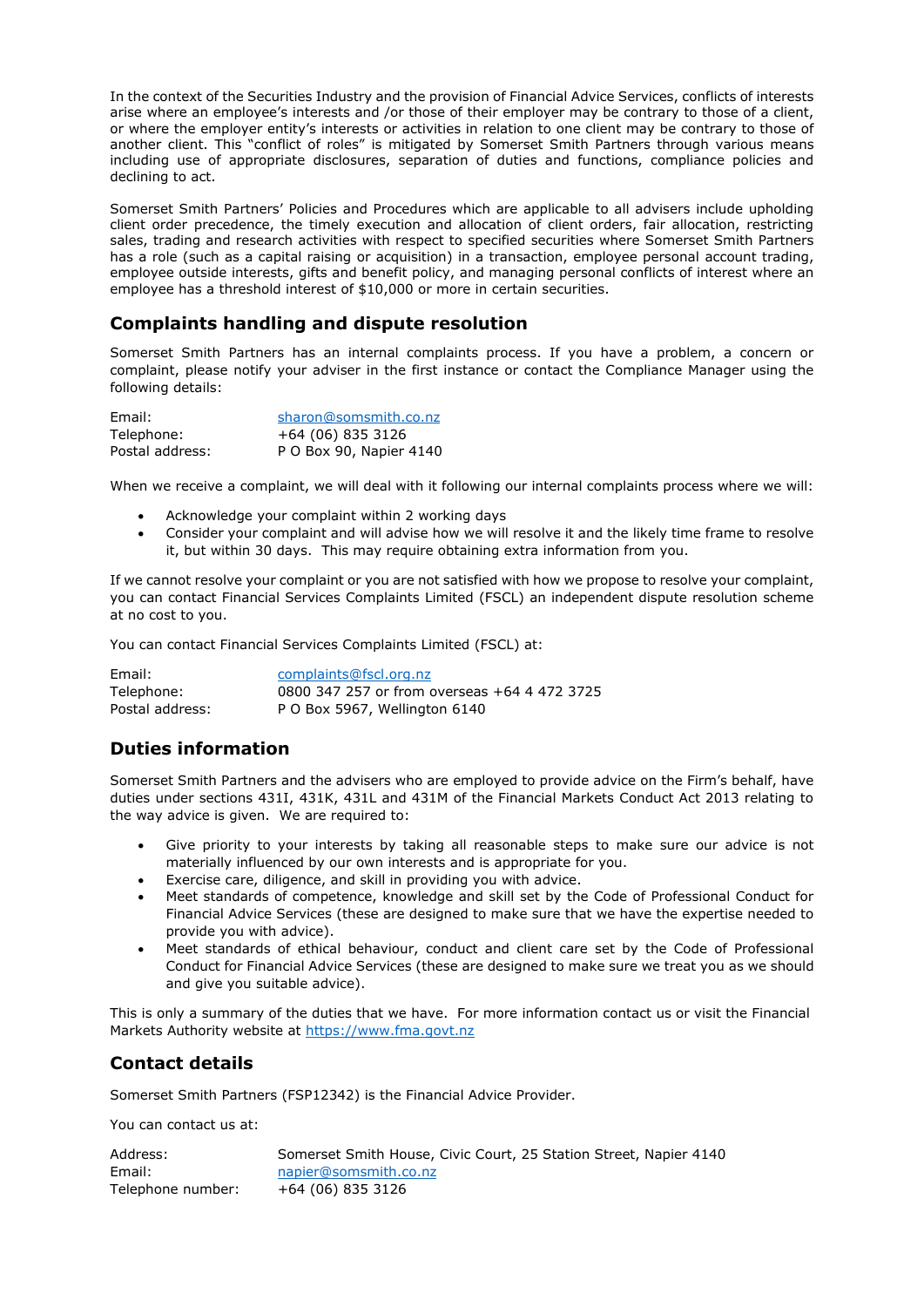In the context of the Securities Industry and the provision of Financial Advice Services, conflicts of interests arise where an employee's interests and /or those of their employer may be contrary to those of a client, or where the employer entity's interests or activities in relation to one client may be contrary to those of another client. This "conflict of roles" is mitigated by Somerset Smith Partners through various means including use of appropriate disclosures, separation of duties and functions, compliance policies and declining to act.

Somerset Smith Partners' Policies and Procedures which are applicable to all advisers include upholding client order precedence, the timely execution and allocation of client orders, fair allocation, restricting sales, trading and research activities with respect to specified securities where Somerset Smith Partners has a role (such as a capital raising or acquisition) in a transaction, employee personal account trading, employee outside interests, gifts and benefit policy, and managing personal conflicts of interest where an employee has a threshold interest of $10,000 or more in certain securities.

## Complaints handling and dispute resolution

Somerset Smith Partners has an internal complaints process. If you have a problem, a concern or complaint, please notify your adviser in the first instance or contact the Compliance Manager using the following details:

| | |
|---|---|
| Email: | sharon@somsmith.co.nz |
| Telephone: | +64 (06) 835 3126 |
| Postal address: | P O Box 90, Napier 4140 |

When we receive a complaint, we will deal with it following our internal complaints process where we will:

- Acknowledge your complaint within 2 working days
- Consider your complaint and will advise how we will resolve it and the likely time frame to resolve it, but within 30 days. This may require obtaining extra information from you.

If we cannot resolve your complaint or you are not satisfied with how we propose to resolve your complaint, you can contact Financial Services Complaints Limited (FSCL) an independent dispute resolution scheme at no cost to you.

You can contact Financial Services Complaints Limited (FSCL) at:

| | |
|---|---|
| Email: | complaints@fscl.org.nz |
| Telephone: | 0800 347 257 or from overseas +64 4 472 3725 |
| Postal address: | P O Box 5967, Wellington 6140 |

## Duties information

Somerset Smith Partners and the advisers who are employed to provide advice on the Firm's behalf, have duties under sections 431I, 431K, 431L and 431M of the Financial Markets Conduct Act 2013 relating to the way advice is given. We are required to:

- Give priority to your interests by taking all reasonable steps to make sure our advice is not materially influenced by our own interests and is appropriate for you.
- Exercise care, diligence, and skill in providing you with advice.
- Meet standards of competence, knowledge and skill set by the Code of Professional Conduct for Financial Advice Services (these are designed to make sure that we have the expertise needed to provide you with advice).
- Meet standards of ethical behaviour, conduct and client care set by the Code of Professional Conduct for Financial Advice Services (these are designed to make sure we treat you as we should and give you suitable advice).

This is only a summary of the duties that we have. For more information contact us or visit the Financial Markets Authority website at https://www.fma.govt.nz

## Contact details

Somerset Smith Partners (FSP12342) is the Financial Advice Provider.

You can contact us at:

| | |
|---|---|
| Address: | Somerset Smith House, Civic Court, 25 Station Street, Napier 4140 |
| Email: | napier@somsmith.co.nz |
| Telephone number: | +64 (06) 835 3126 |